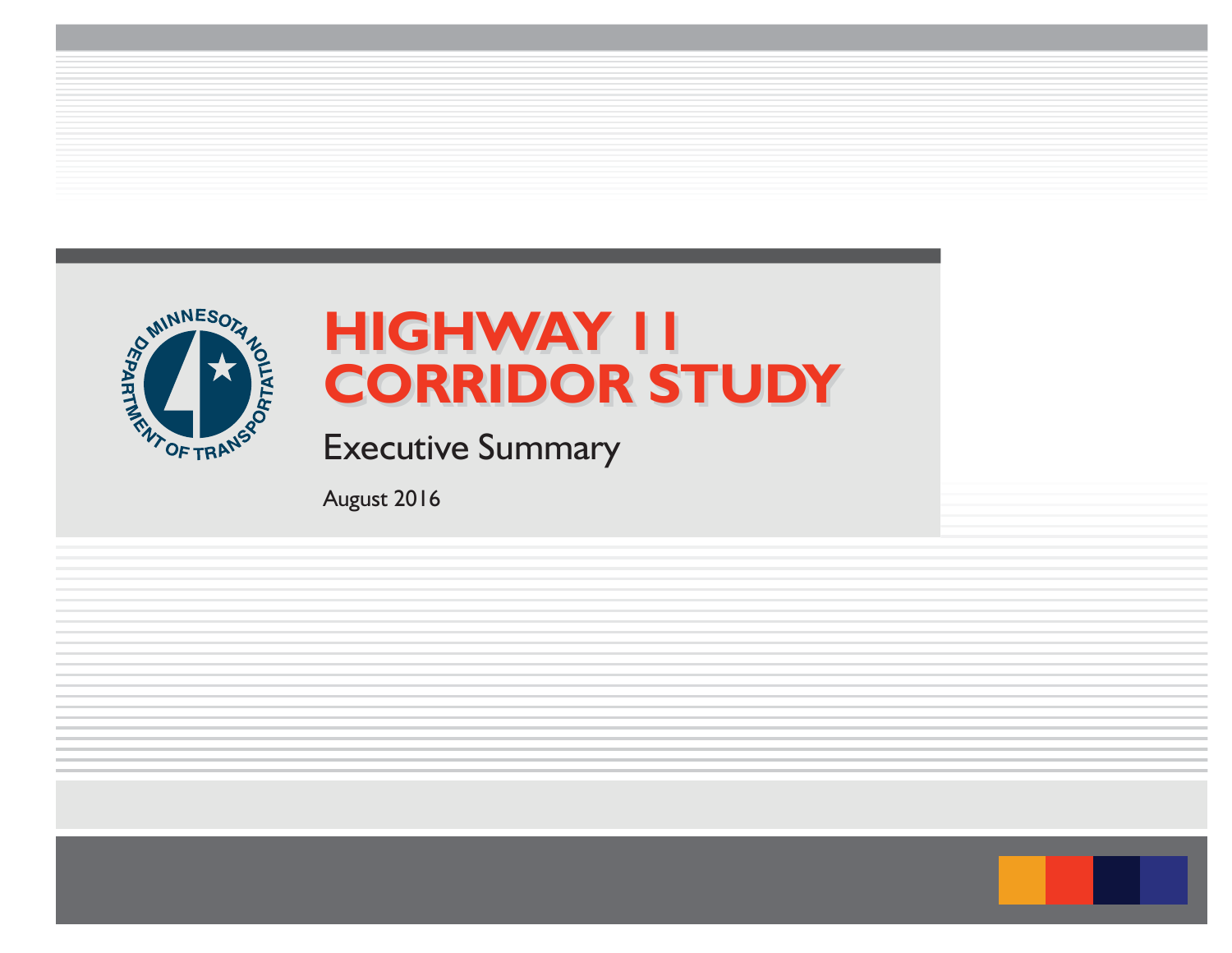# HIGHWAY 11 CORRIDOR STUDY

## Executive Summary

August 2016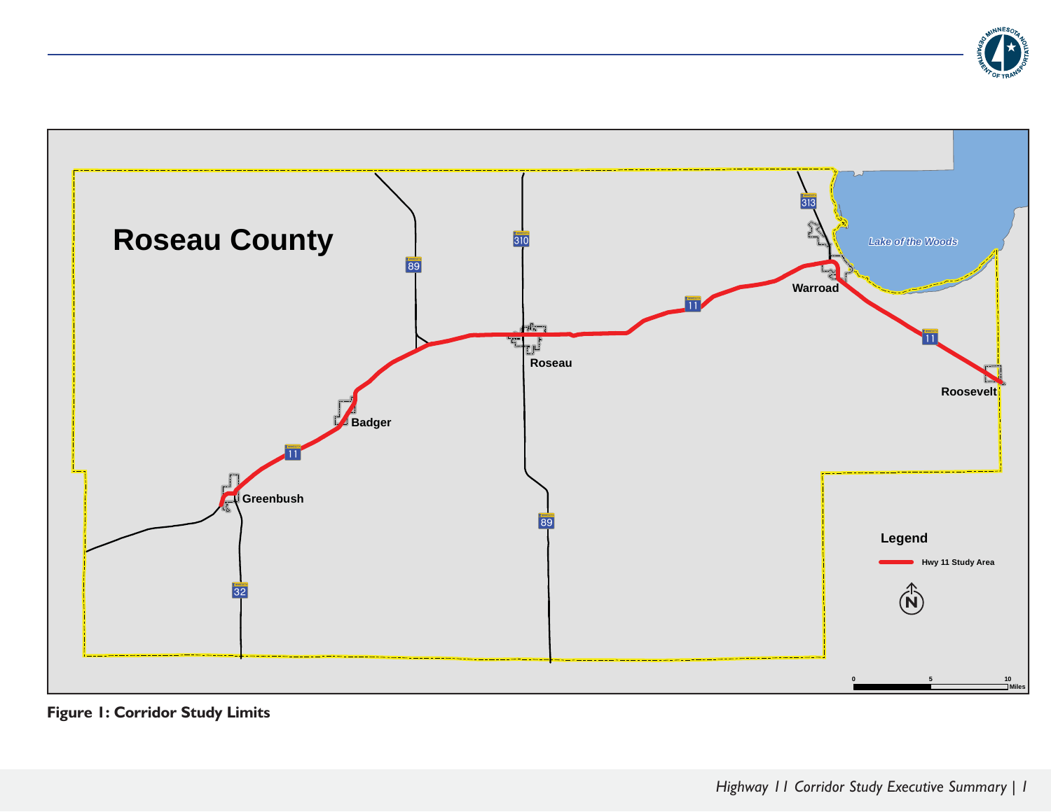Roseau County

Lake of the Woods

Warroad

Roseau

Badger

Greenbush

Roosevelt

Legend

Hwy 11 Study Area

0 5 10 Miles

**Figure 1: Corridor Study Limits**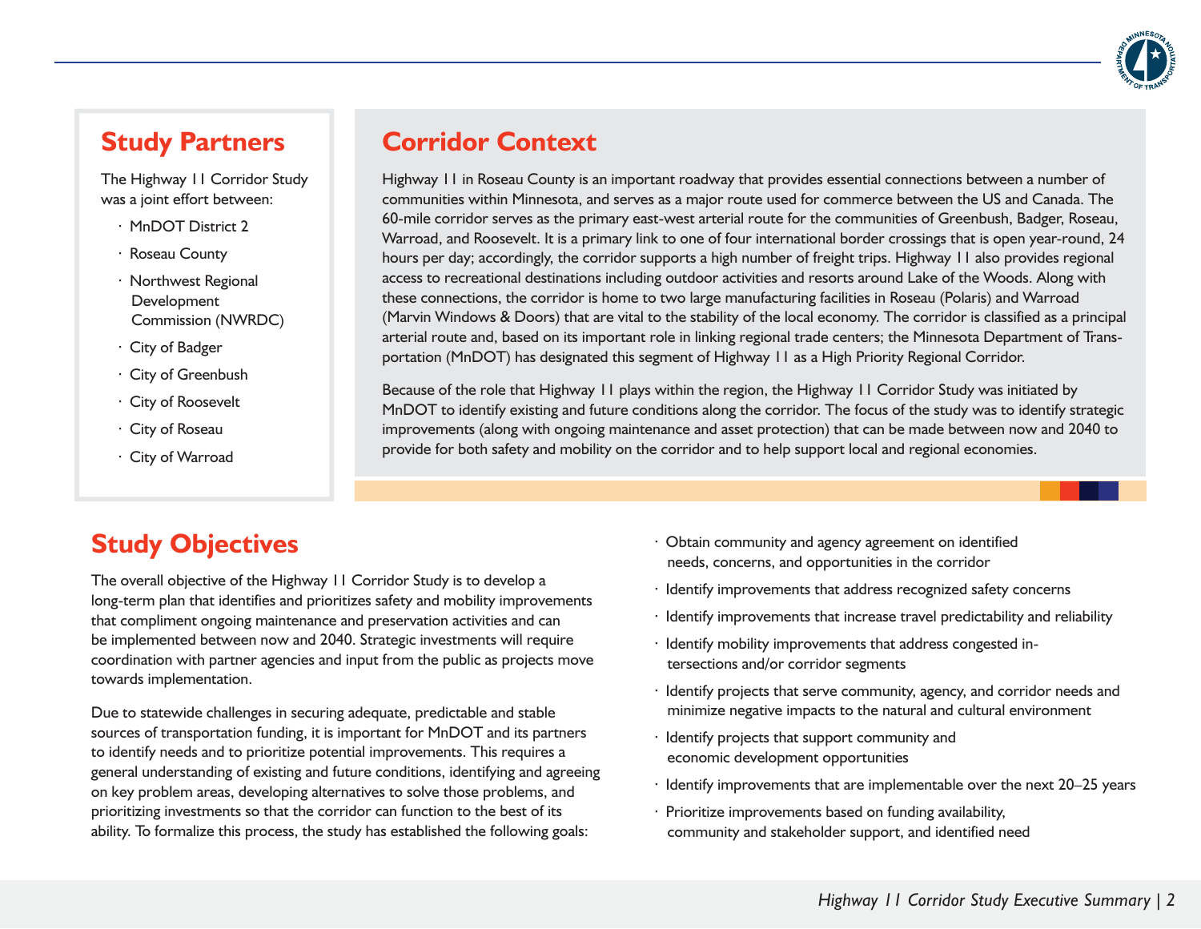## Study Partners

The Highway 11 Corridor Study was a joint effort between:

- MnDOT District 2
- Roseau County
- Northwest Regional Development Commission (NWRDC)
- City of Badger
- City of Greenbush
- City of Roosevelt
- City of Roseau
- City of Warroad

## Corridor Context

Highway 11 in Roseau County is an important roadway that provides essential connections between a number of communities within Minnesota, and serves as a major route used for commerce between the US and Canada. The 60-mile corridor serves as the primary east-west arterial route for the communities of Greenbush, Badger, Roseau, Warroad, and Roosevelt. It is a primary link to one of four international border crossings that is open year-round, 24 hours per day; accordingly, the corridor supports a high number of freight trips. Highway 11 also provides regional access to recreational destinations including outdoor activities and resorts around Lake of the Woods. Along with these connections, the corridor is home to two large manufacturing facilities in Roseau (Polaris) and Warroad (Marvin Windows & Doors) that are vital to the stability of the local economy. The corridor is classified as a principal arterial route and, based on its important role in linking regional trade centers; the Minnesota Department of Transportation (MnDOT) has designated this segment of Highway 11 as a High Priority Regional Corridor.

Because of the role that Highway 11 plays within the region, the Highway 11 Corridor Study was initiated by MnDOT to identify existing and future conditions along the corridor. The focus of the study was to identify strategic improvements (along with ongoing maintenance and asset protection) that can be made between now and 2040 to provide for both safety and mobility on the corridor and to help support local and regional economies.

## Study Objectives

The overall objective of the Highway 11 Corridor Study is to develop a long-term plan that identifies and prioritizes safety and mobility improvements that compliment ongoing maintenance and preservation activities and can be implemented between now and 2040. Strategic investments will require coordination with partner agencies and input from the public as projects move towards implementation.

Due to statewide challenges in securing adequate, predictable and stable sources of transportation funding, it is important for MnDOT and its partners to identify needs and to prioritize potential improvements. This requires a general understanding of existing and future conditions, identifying and agreeing on key problem areas, developing alternatives to solve those problems, and prioritizing investments so that the corridor can function to the best of its ability. To formalize this process, the study has established the following goals:

- Obtain community and agency agreement on identified needs, concerns, and opportunities in the corridor
- Identify improvements that address recognized safety concerns
- Identify improvements that increase travel predictability and reliability
- Identify mobility improvements that address congested intersections and/or corridor segments
- Identify projects that serve community, agency, and corridor needs and minimize negative impacts to the natural and cultural environment
- Identify projects that support community and economic development opportunities
- Identify improvements that are implementable over the next 20–25 years
- Prioritize improvements based on funding availability, community and stakeholder support, and identified need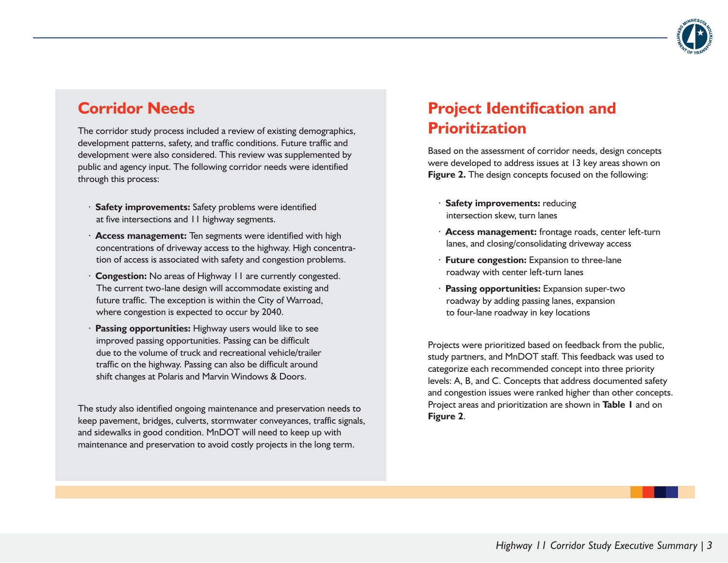## Corridor Needs

The corridor study process included a review of existing demographics, development patterns, safety, and traffic conditions. Future traffic and development were also considered. This review was supplemented by public and agency input. The following corridor needs were identified through this process:

- **Safety improvements:** Safety problems were identified at five intersections and 11 highway segments.
- **Access management:** Ten segments were identified with high concentrations of driveway access to the highway. High concentration of access is associated with safety and congestion problems.
- **Congestion:** No areas of Highway 11 are currently congested. The current two-lane design will accommodate existing and future traffic. The exception is within the City of Warroad, where congestion is expected to occur by 2040.
- **Passing opportunities:** Highway users would like to see improved passing opportunities. Passing can be difficult due to the volume of truck and recreational vehicle/trailer traffic on the highway. Passing can also be difficult around shift changes at Polaris and Marvin Windows & Doors.

The study also identified ongoing maintenance and preservation needs to keep pavement, bridges, culverts, stormwater conveyances, traffic signals, and sidewalks in good condition. MnDOT will need to keep up with maintenance and preservation to avoid costly projects in the long term.

## Project Identification and Prioritization

Based on the assessment of corridor needs, design concepts were developed to address issues at 13 key areas shown on **Figure 2.** The design concepts focused on the following:

- **Safety improvements:** reducing intersection skew, turn lanes
- **Access management:** frontage roads, center left-turn lanes, and closing/consolidating driveway access
- **Future congestion:** Expansion to three-lane roadway with center left-turn lanes
- **Passing opportunities:** Expansion super-two roadway by adding passing lanes, expansion to four-lane roadway in key locations

Projects were prioritized based on feedback from the public, study partners, and MnDOT staff. This feedback was used to categorize each recommended concept into three priority levels: A, B, and C. Concepts that address documented safety and congestion issues were ranked higher than other concepts. Project areas and prioritization are shown in **Table 1** and on **Figure 2**.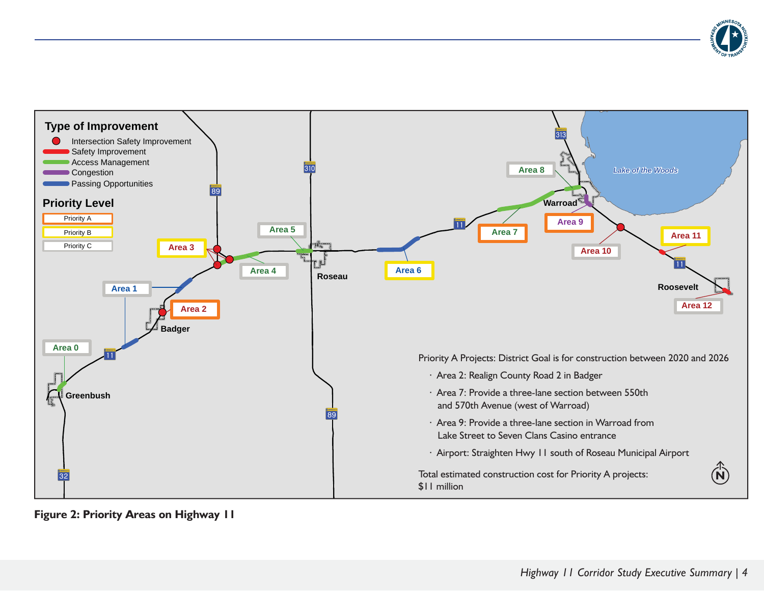## Type of Improvement

- Intersection Safety Improvement
- Safety Improvement
- Access Management
- Congestion
- Passing Opportunities

## Priority Level

- Priority A
- Priority B
- Priority C

Area 0, Area 1, Area 2, Area 3, Area 4, Area 5, Area 6, Area 7, Area 8, Area 9, Area 10, Area 11, Area 12

Greenbush, Badger, Roseau, Warroad, Roosevelt, Lake of the Woods

Priority A Projects: District Goal is for construction between 2020 and 2026

- Area 2: Realign County Road 2 in Badger
- Area 7: Provide a three-lane section between 550th and 570th Avenue (west of Warroad)
- Area 9: Provide a three-lane section in Warroad from Lake Street to Seven Clans Casino entrance
- Airport: Straighten Hwy 11 south of Roseau Municipal Airport

Total estimated construction cost for Priority A projects: $11 million

**Figure 2: Priority Areas on Highway 11**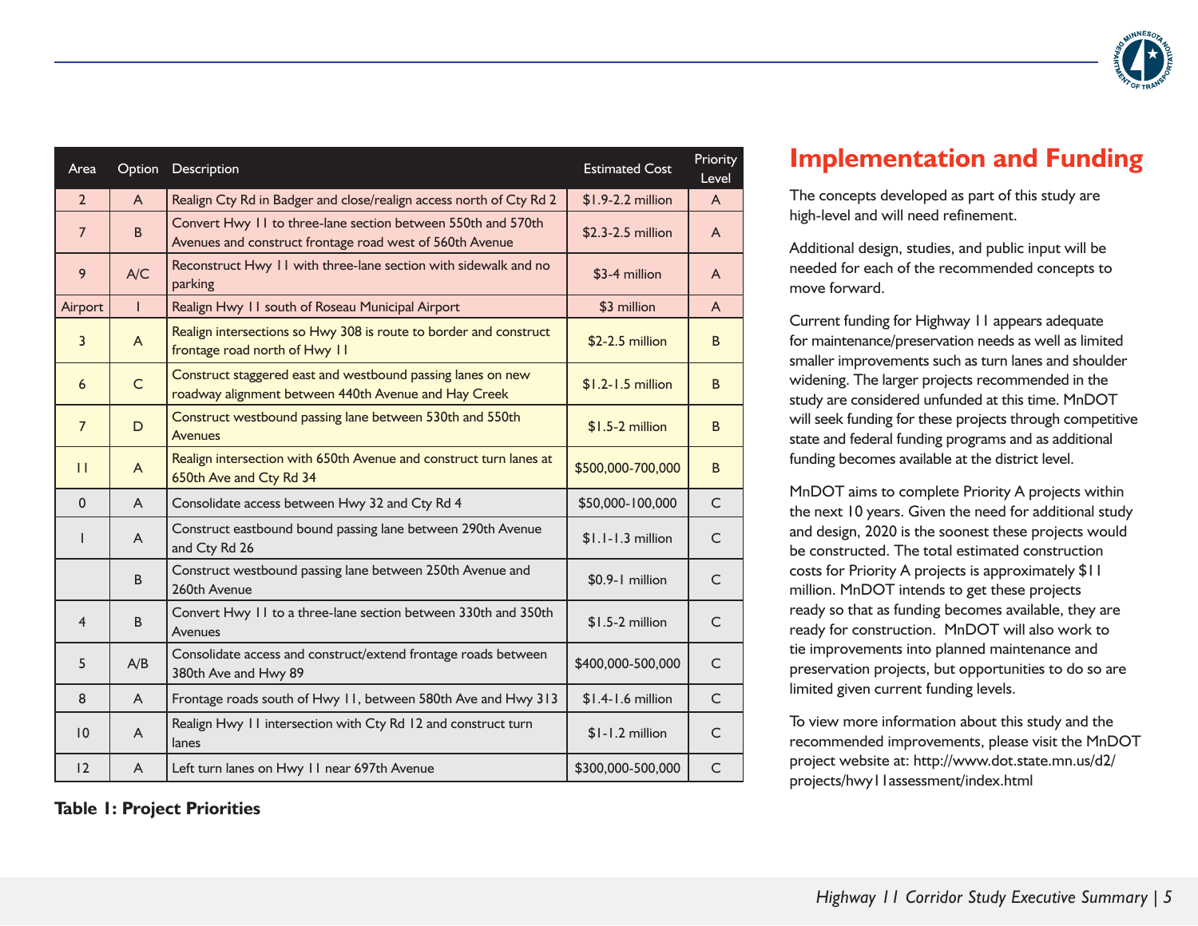| Area | Option | Description | Estimated Cost | Priority Level |
|---|---|---|---|---|
| 2 | A | Realign Cty Rd in Badger and close/realign access north of Cty Rd 2 | $1.9-2.2 million | A |
| 7 | B | Convert Hwy 11 to three-lane section between 550th and 570th Avenues and construct frontage road west of 560th Avenue | $2.3-2.5 million | A |
| 9 | A/C | Reconstruct Hwy 11 with three-lane section with sidewalk and no parking | $3-4 million | A |
| Airport | I | Realign Hwy 11 south of Roseau Municipal Airport | $3 million | A |
| 3 | A | Realign intersections so Hwy 308 is route to border and construct frontage road north of Hwy 11 | $2-2.5 million | B |
| 6 | C | Construct staggered east and westbound passing lanes on new roadway alignment between 440th Avenue and Hay Creek | $1.2-1.5 million | B |
| 7 | D | Construct westbound passing lane between 530th and 550th Avenues | $1.5-2 million | B |
| 11 | A | Realign intersection with 650th Avenue and construct turn lanes at 650th Ave and Cty Rd 34 | $500,000-700,000 | B |
| 0 | A | Consolidate access between Hwy 32 and Cty Rd 4 | $50,000-100,000 | C |
| 1 | A | Construct eastbound bound passing lane between 290th Avenue and Cty Rd 26 | $1.1-1.3 million | C |
| | B | Construct westbound passing lane between 250th Avenue and 260th Avenue | $0.9-1 million | C |
| 4 | B | Convert Hwy 11 to a three-lane section between 330th and 350th Avenues | $1.5-2 million | C |
| 5 | A/B | Consolidate access and construct/extend frontage roads between 380th Ave and Hwy 89 | $400,000-500,000 | C |
| 8 | A | Frontage roads south of Hwy 11, between 580th Ave and Hwy 313 | $1.4-1.6 million | C |
| 10 | A | Realign Hwy 11 intersection with Cty Rd 12 and construct turn lanes | $1-1.2 million | C |
| 12 | A | Left turn lanes on Hwy 11 near 697th Avenue | $300,000-500,000 | C |

**Table 1: Project Priorities**

## Implementation and Funding

The concepts developed as part of this study are high-level and will need refinement.

Additional design, studies, and public input will be needed for each of the recommended concepts to move forward.

Current funding for Highway 11 appears adequate for maintenance/preservation needs as well as limited smaller improvements such as turn lanes and shoulder widening. The larger projects recommended in the study are considered unfunded at this time. MnDOT will seek funding for these projects through competitive state and federal funding programs and as additional funding becomes available at the district level.

MnDOT aims to complete Priority A projects within the next 10 years. Given the need for additional study and design, 2020 is the soonest these projects would be constructed. The total estimated construction costs for Priority A projects is approximately $11 million. MnDOT intends to get these projects ready so that as funding becomes available, they are ready for construction. MnDOT will also work to tie improvements into planned maintenance and preservation projects, but opportunities to do so are limited given current funding levels.

To view more information about this study and the recommended improvements, please visit the MnDOT project website at: http://www.dot.state.mn.us/d2/projects/hwy11assessment/index.html